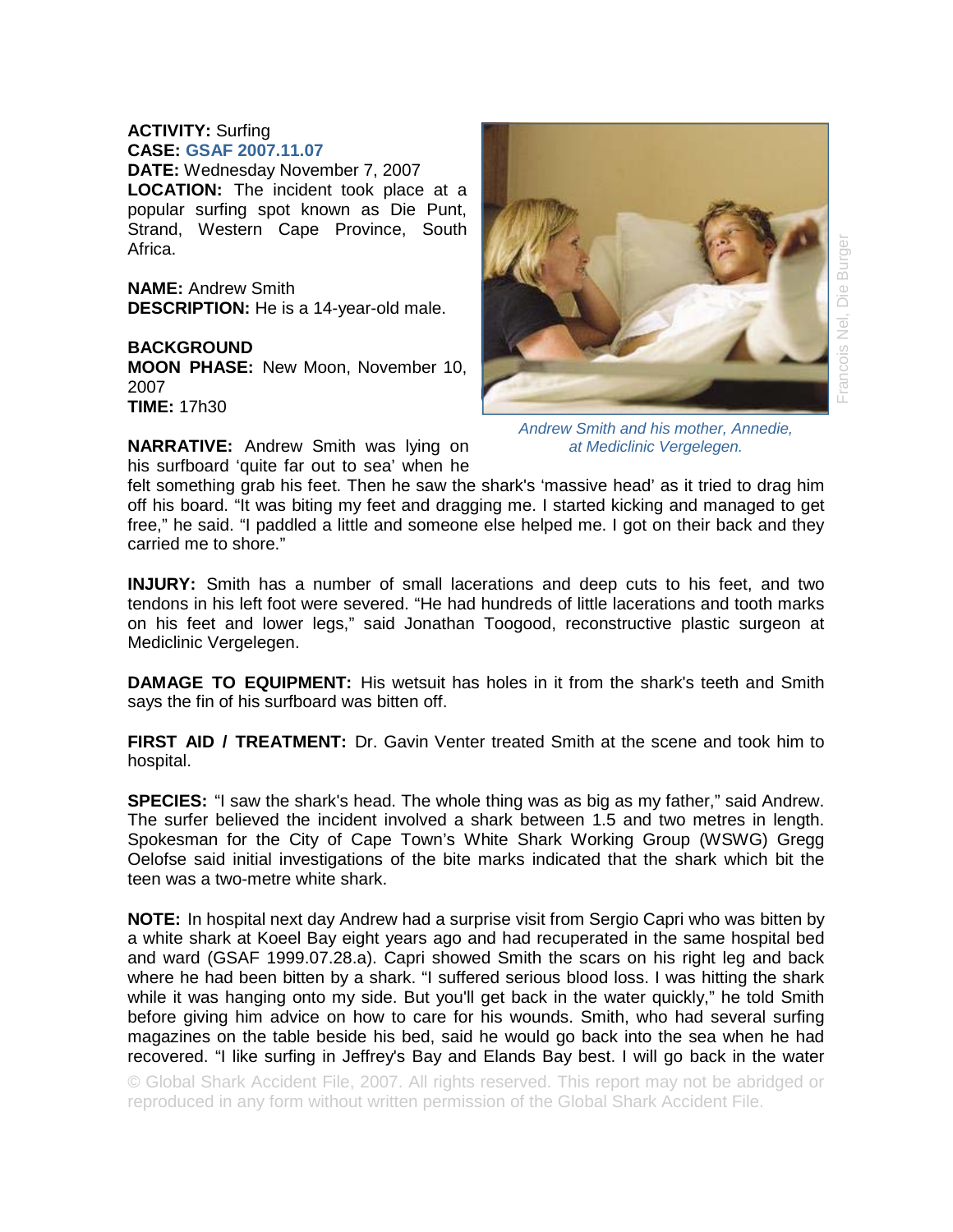**ACTIVITY:** Surfing
**CASE:** GSAF 2007.11.07
**DATE:** Wednesday November 7, 2007
**LOCATION:** The incident took place at a popular surfing spot known as Die Punt, Strand, Western Cape Province, South Africa.

**NAME:** Andrew Smith
**DESCRIPTION:** He is a 14-year-old male.

**BACKGROUND**
**MOON PHASE:** New Moon, November 10, 2007
**TIME:** 17h30

*Andrew Smith and his mother, Annedie, at Mediclinic Vergelegen.*

Francois Nel, Die Burger

**NARRATIVE:** Andrew Smith was lying on his surfboard 'quite far out to sea' when he felt something grab his feet. Then he saw the shark's 'massive head' as it tried to drag him off his board. "It was biting my feet and dragging me. I started kicking and managed to get free," he said. "I paddled a little and someone else helped me. I got on their back and they carried me to shore."

**INJURY:** Smith has a number of small lacerations and deep cuts to his feet, and two tendons in his left foot were severed. "He had hundreds of little lacerations and tooth marks on his feet and lower legs," said Jonathan Toogood, reconstructive plastic surgeon at Mediclinic Vergelegen.

**DAMAGE TO EQUIPMENT:** His wetsuit has holes in it from the shark's teeth and Smith says the fin of his surfboard was bitten off.

**FIRST AID / TREATMENT:** Dr. Gavin Venter treated Smith at the scene and took him to hospital.

**SPECIES:** "I saw the shark's head. The whole thing was as big as my father," said Andrew. The surfer believed the incident involved a shark between 1.5 and two metres in length. Spokesman for the City of Cape Town's White Shark Working Group (WSWG) Gregg Oelofse said initial investigations of the bite marks indicated that the shark which bit the teen was a two-metre white shark.

**NOTE:** In hospital next day Andrew had a surprise visit from Sergio Capri who was bitten by a white shark at Koeel Bay eight years ago and had recuperated in the same hospital bed and ward (GSAF 1999.07.28.a). Capri showed Smith the scars on his right leg and back where he had been bitten by a shark. "I suffered serious blood loss. I was hitting the shark while it was hanging onto my side. But you'll get back in the water quickly," he told Smith before giving him advice on how to care for his wounds. Smith, who had several surfing magazines on the table beside his bed, said he would go back into the sea when he had recovered. "I like surfing in Jeffrey's Bay and Elands Bay best. I will go back in the water

© Global Shark Accident File, 2007. All rights reserved. This report may not be abridged or reproduced in any form without written permission of the Global Shark Accident File.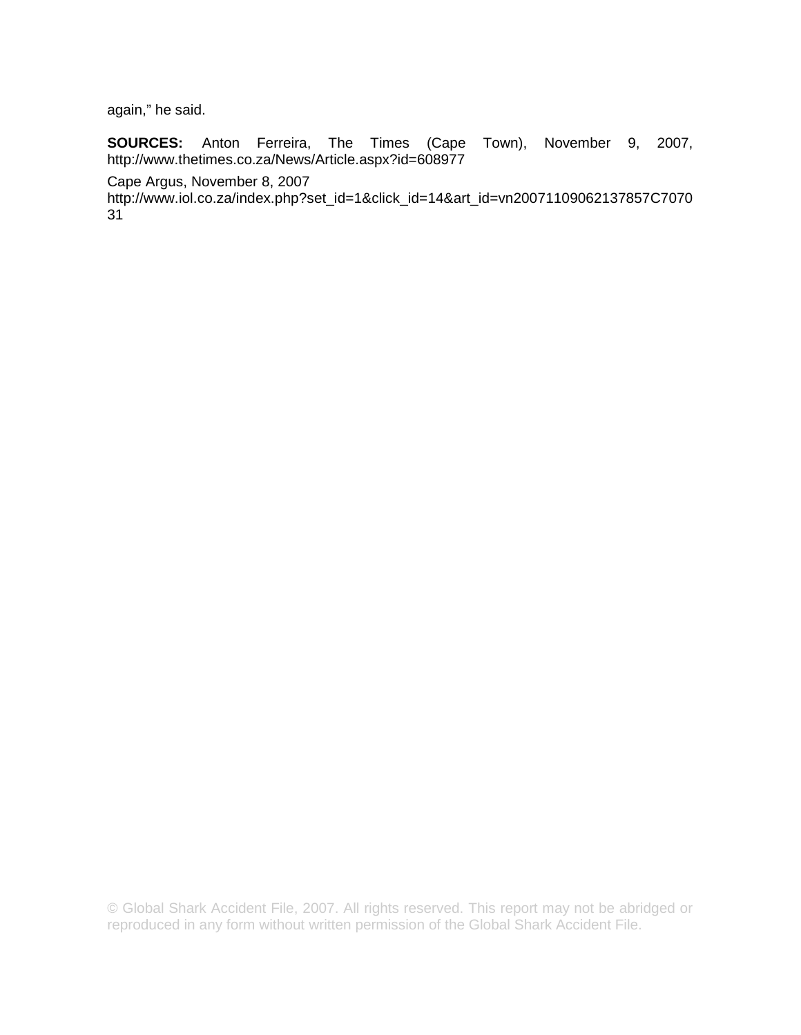again," he said.

**SOURCES:** Anton Ferreira, The Times (Cape Town), November 9, 2007, http://www.thetimes.co.za/News/Article.aspx?id=608977

Cape Argus, November 8, 2007
http://www.iol.co.za/index.php?set_id=1&click_id=14&art_id=vn20071109062137857C707031

© Global Shark Accident File, 2007. All rights reserved. This report may not be abridged or reproduced in any form without written permission of the Global Shark Accident File.